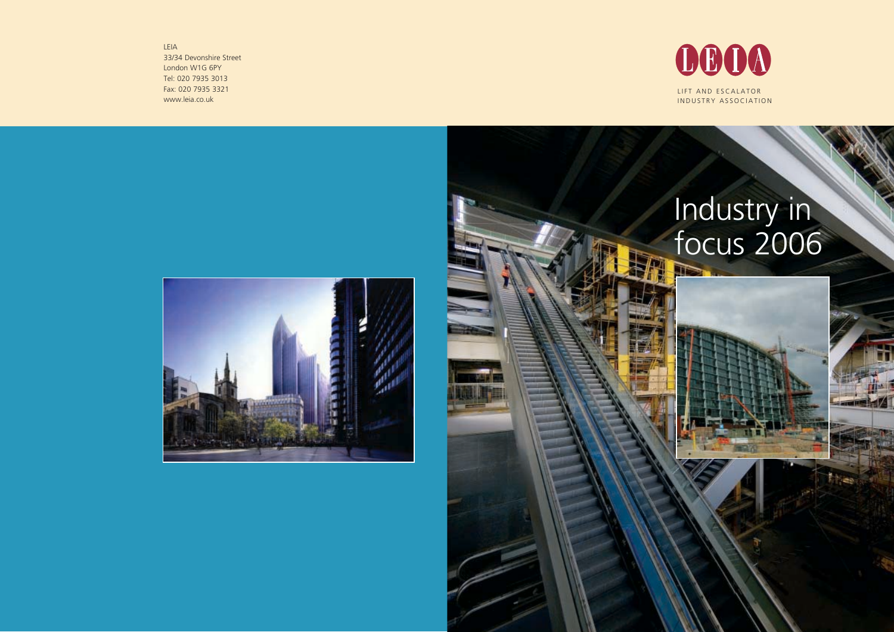LEIA
33/34 Devonshire Street
London W1G 6PY
Tel: 020 7935 3013
Fax: 020 7935 3321
www.leia.co.uk

LEIA

LIFT AND ESCALATOR
INDUSTRY ASSOCIATION

# Industry in focus 2006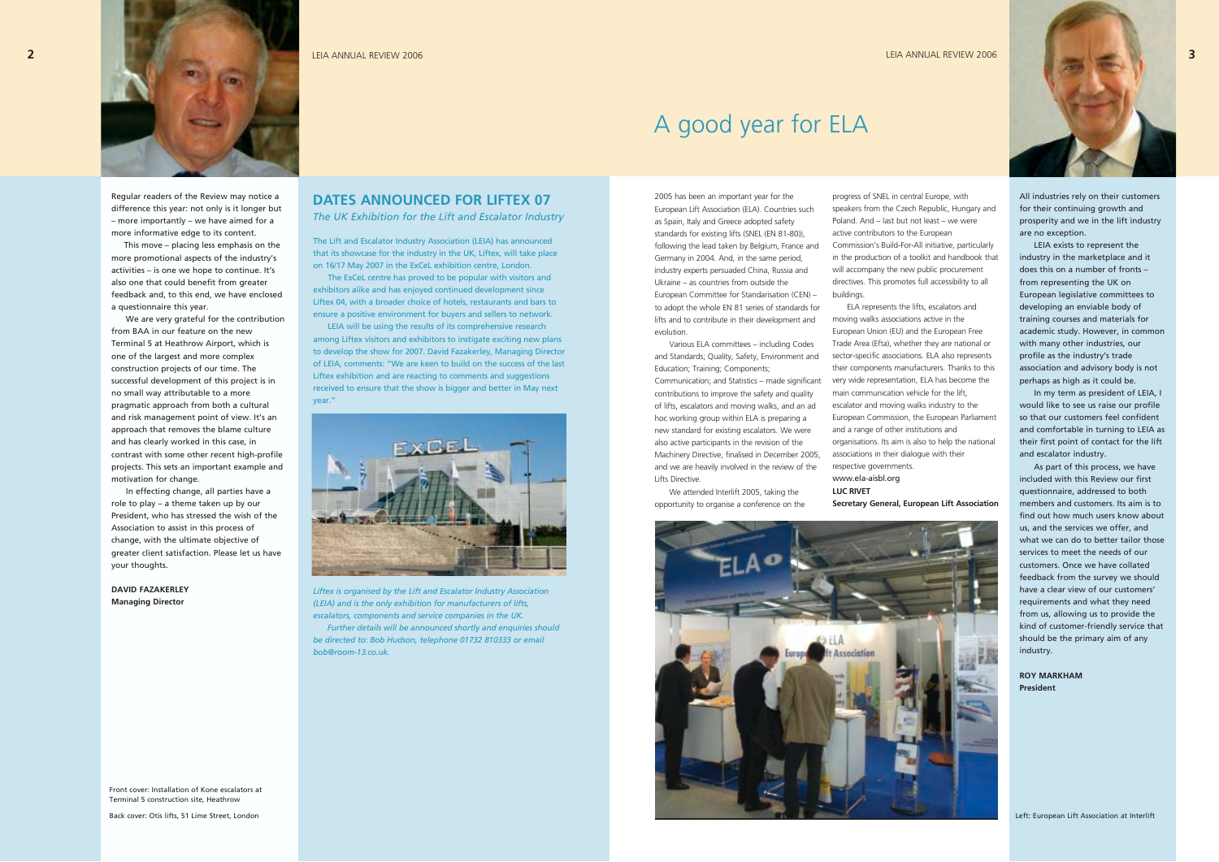Regular readers of the Review may notice a difference this year: not only is it longer but – more importantly – we have aimed for a more informative edge to its content.

This move – placing less emphasis on the more promotional aspects of the industry's activities – is one we hope to continue. It's also one that could benefit from greater feedback and, to this end, we have enclosed a questionnaire this year.

We are very grateful for the contribution from BAA in our feature on the new Terminal 5 at Heathrow Airport, which is one of the largest and more complex construction projects of our time. The successful development of this project is in no small way attributable to a more pragmatic approach from both a cultural and risk management point of view. It's an approach that removes the blame culture and has clearly worked in this case, in contrast with some other recent high-profile projects. This sets an important example and motivation for change.

In effecting change, all parties have a role to play – a theme taken up by our President, who has stressed the wish of the Association to assist in this process of change, with the ultimate objective of greater client satisfaction. Please let us have your thoughts.

**DAVID FAZAKERLEY**
**Managing Director**

Front cover: Installation of Kone escalators at Terminal 5 construction site, Heathrow

Back cover: Otis lifts, 51 Lime Street, London

## DATES ANNOUNCED FOR LIFTEX 07

*The UK Exhibition for the Lift and Escalator Industry*

The Lift and Escalator Industry Association (LEIA) has announced that its showcase for the industry in the UK, Liftex, will take place on 16/17 May 2007 in the ExCeL exhibition centre, London.

The ExCeL centre has proved to be popular with visitors and exhibitors alike and has enjoyed continued development since Liftex 04, with a broader choice of hotels, restaurants and bars to ensure a positive environment for buyers and sellers to network.

LEIA will be using the results of its comprehensive research among Liftex visitors and exhibitors to instigate exciting new plans to develop the show for 2007. David Fazakerley, Managing Director of LEIA, comments: "We are keen to build on the success of the last Liftex exhibition and are reacting to comments and suggestions received to ensure that the show is bigger and better in May next year."

*Liftex is organised by the Lift and Escalator Industry Association (LEIA) and is the only exhibition for manufacturers of lifts, escalators, components and service companies in the UK.*

*Further details will be announced shortly and enquiries should be directed to: Bob Hudson, telephone 01732 810333 or email bob@room-13.co.uk.*

# A good year for ELA

2005 has been an important year for the European Lift Association (ELA). Countries such as Spain, Italy and Greece adopted safety standards for existing lifts (SNEL (EN 81-80)), following the lead taken by Belgium, France and Germany in 2004. And, in the same period, industry experts persuaded China, Russia and Ukraine – as countries from outside the European Committee for Standarisation (CEN) – to adopt the whole EN 81 series of standards for lifts and to contribute in their development and evolution.

Various ELA committees – including Codes and Standards; Quality, Safety, Environment and Education; Training; Components; Communication; and Statistics – made significant contributions to improve the safety and quality of lifts, escalators and moving walks, and an ad hoc working group within ELA is preparing a new standard for existing escalators. We were also active participants in the revision of the Machinery Directive, finalised in December 2005, and we are heavily involved in the review of the Lifts Directive.

We attended Interlift 2005, taking the opportunity to organise a conference on the progress of SNEL in central Europe, with speakers from the Czech Republic, Hungary and Poland. And – last but not least – we were active contributors to the European Commission's Build-For-All initiative, particularly in the production of a toolkit and handbook that will accompany the new public procurement directives. This promotes full accessibility to all buildings.

ELA represents the lifts, escalators and moving walks associations active in the European Union (EU) and the European Free Trade Area (Efta), whether they are national or sector-specific associations. ELA also represents their components manufacturers. Thanks to this very wide representation, ELA has become the main communication vehicle for the lift, escalator and moving walks industry to the European Commission, the European Parliament and a range of other institutions and organisations. Its aim is also to help the national associations in their dialogue with their respective governments.

www.ela-aisbl.org

**LUC RIVET**
**Secretary General, European Lift Association**

All industries rely on their customers for their continuing growth and prosperity and we in the lift industry are no exception.

LEIA exists to represent the industry in the marketplace and it does this on a number of fronts – from representing the UK on European legislative committees to developing an enviable body of training courses and materials for academic study. However, in common with many other industries, our profile as the industry's trade association and advisory body is not perhaps as high as it could be.

In my term as president of LEIA, I would like to see us raise our profile so that our customers feel confident and comfortable in turning to LEIA as their first point of contact for the lift and escalator industry.

As part of this process, we have included with this Review our first questionnaire, addressed to both members and customers. Its aim is to find out how much users know about us, and the services we offer, and what we can do to better tailor those services to meet the needs of our customers. Once we have collated feedback from the survey we should have a clear view of our customers' requirements and what they need from us, allowing us to provide the kind of customer-friendly service that should be the primary aim of any industry.

**ROY MARKHAM**
**President**

Left: European Lift Association at Interlift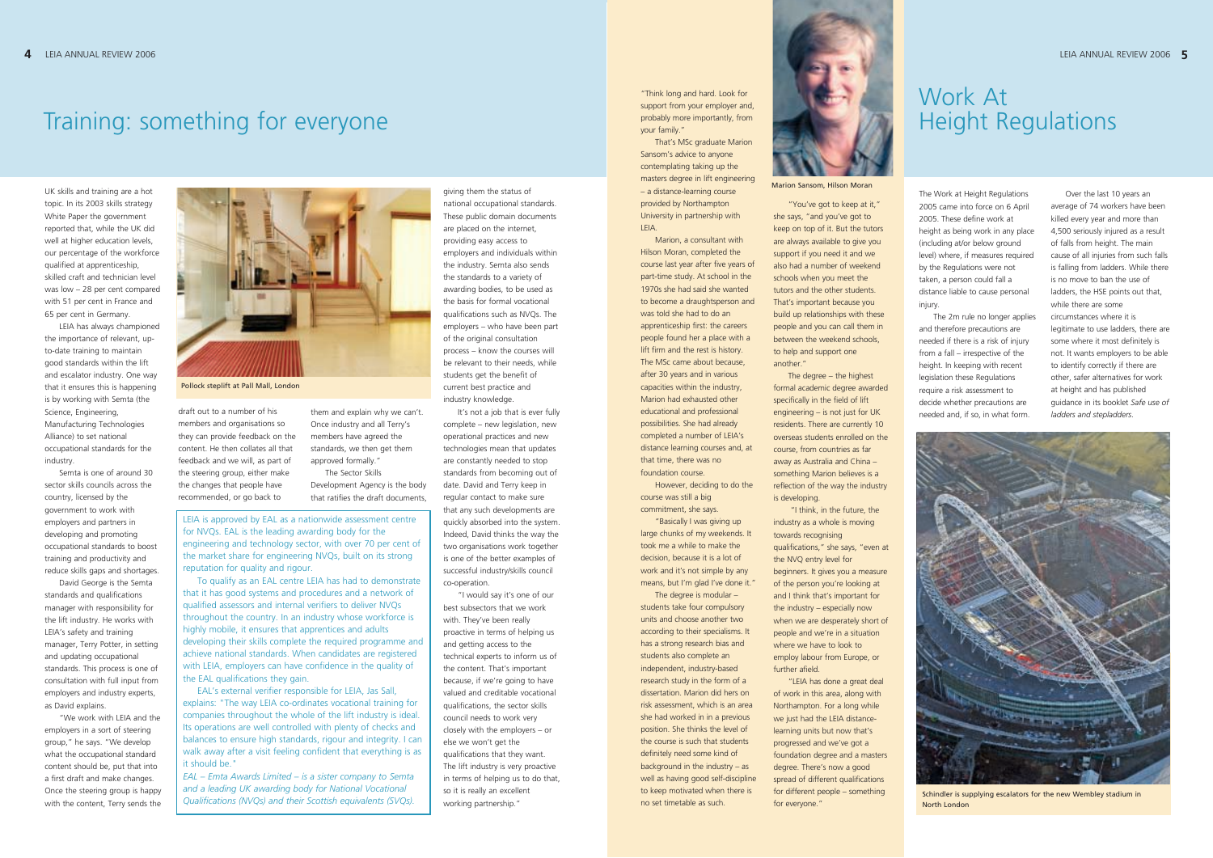# Training: something for everyone

UK skills and training are a hot topic. In its 2003 skills strategy White Paper the government reported that, while the UK did well at higher education levels, our percentage of the workforce qualified at apprenticeship, skilled craft and technician level was low – 28 per cent compared with 51 per cent in France and 65 per cent in Germany.

LEIA has always championed the importance of relevant, up-to-date training to maintain good standards within the lift and escalator industry. One way that it ensures this is happening is by working with Semta (the Science, Engineering, Manufacturing Technologies Alliance) to set national occupational standards for the industry.

Semta is one of around 30 sector skills councils across the country, licensed by the government to work with employers and partners in developing and promoting occupational standards to boost training and productivity and reduce skills gaps and shortages.

David George is the Semta standards and qualifications manager with responsibility for the lift industry. He works with LEIA's safety and training manager, Terry Potter, in setting and updating occupational standards. This process is one of consultation with full input from employers and industry experts, as David explains.

"We work with LEIA and the employers in a sort of steering group," he says. "We develop what the occupational standard content should be, put that into a first draft and make changes. Once the steering group is happy with the content, Terry sends the draft out to a number of his members and organisations so they can provide feedback on the content. He then collates all that feedback and we will, as part of the steering group, either make the changes that people have recommended, or go back to them and explain why we can't. Once industry and all Terry's members have agreed the standards, we then get them approved formally."

The Sector Skills Development Agency is the body that ratifies the draft documents, giving them the status of national occupational standards. These public domain documents are placed on the internet, providing easy access to employers and individuals within the industry. Semta also sends the standards to a variety of awarding bodies, to be used as the basis for formal vocational qualifications such as NVQs. The employers – who have been part of the original consultation process – know the courses will be relevant to their needs, while students get the benefit of current best practice and industry knowledge.

It's not a job that is ever fully complete – new legislation, new operational practices and new technologies mean that updates are constantly needed to stop standards from becoming out of date. David and Terry keep in regular contact to make sure that any such developments are quickly absorbed into the system. Indeed, David thinks the way the two organisations work together is one of the better examples of successful industry/skills council co-operation.

"I would say it's one of our best subsectors that we work with. They've been really proactive in terms of helping us and getting access to the technical experts to inform us of the content. That's important because, if we're going to have valued and creditable vocational qualifications, the sector skills council needs to work very closely with the employers – or else we won't get the qualifications that they want. The lift industry is very proactive in terms of helping us to do that, so it is really an excellent working partnership."

Pollock steplift at Pall Mall, London

LEIA is approved by EAL as a nationwide assessment centre for NVQs. EAL is the leading awarding body for the engineering and technology sector, with over 70 per cent of the market share for engineering NVQs, built on its strong reputation for quality and rigour.

To qualify as an EAL centre LEIA has had to demonstrate that it has good systems and procedures and a network of qualified assessors and internal verifiers to deliver NVQs throughout the country. In an industry whose workforce is highly mobile, it ensures that apprentices and adults developing their skills complete the required programme and achieve national standards. When candidates are registered with LEIA, employers can have confidence in the quality of the EAL qualifications they gain.

EAL's external verifier responsible for LEIA, Jas Sall, explains: "The way LEIA co-ordinates vocational training for companies throughout the whole of the lift industry is ideal. Its operations are well controlled with plenty of checks and balances to ensure high standards, rigour and integrity. I can walk away after a visit feeling confident that everything is as it should be."

*EAL – Emta Awards Limited – is a sister company to Semta and a leading UK awarding body for National Vocational Qualifications (NVQs) and their Scottish equivalents (SVQs).*

"Think long and hard. Look for support from your employer and, probably more importantly, from your family."

That's MSc graduate Marion Sansom's advice to anyone contemplating taking up the masters degree in lift engineering – a distance-learning course provided by Northampton University in partnership with LEIA.

Marion, a consultant with Hilson Moran, completed the course last year after five years of part-time study. At school in the 1970s she had said she wanted to become a draughtsperson and was told she had to do an apprenticeship first: the careers people found her a place with a lift firm and the rest is history. The MSc came about because, after 30 years and in various capacities within the industry, Marion had exhausted other educational and professional possibilities. She had already completed a number of LEIA's distance learning courses and, at that time, there was no foundation course.

However, deciding to do the course was still a big commitment, she says.

"Basically I was giving up large chunks of my weekends. It took me a while to make the decision, because it is a lot of work and it's not simple by any means, but I'm glad I've done it."

The degree is modular – students take four compulsory units and choose another two according to their specialisms. It has a strong research bias and students also complete an independent, industry-based research study in the form of a dissertation. Marion did hers on risk assessment, which is an area she had worked in in a previous position. She thinks the level of the course is such that students definitely need some kind of background in the industry – as well as having good self-discipline to keep motivated when there is no set timetable as such.

Marion Sansom, Hilson Moran

"You've got to keep at it," she says, "and you've got to keep on top of it. But the tutors are always available to give you support if you need it and we also had a number of weekend schools when you meet the tutors and the other students. That's important because you build up relationships with these people and you can call them in between the weekend schools, to help and support one another."

The degree – the highest formal academic degree awarded specifically in the field of lift engineering – is not just for UK residents. There are currently 10 overseas students enrolled on the course, from countries as far away as Australia and China – something Marion believes is a reflection of the way the industry is developing.

"I think, in the future, the industry as a whole is moving towards recognising qualifications," she says, "even at the NVQ entry level for beginners. It gives you a measure of the person you're looking at and I think that's important for the industry – especially now when we are desperately short of people and we're in a situation where we have to look to employ labour from Europe, or further afield.

"LEIA has done a great deal of work in this area, along with Northampton. For a long while we just had the LEIA distance-learning units but now that's progressed and we've got a foundation degree and a masters degree. There's now a good spread of different qualifications for different people – something for everyone."

# Work At Height Regulations

The Work at Height Regulations 2005 came into force on 6 April 2005. These define work at height as being work in any place (including at/or below ground level) where, if measures required by the Regulations were not taken, a person could fall a distance liable to cause personal injury.

The 2m rule no longer applies and therefore precautions are needed if there is a risk of injury from a fall – irrespective of the height. In keeping with recent legislation these Regulations require a risk assessment to decide whether precautions are needed and, if so, in what form.

Over the last 10 years an average of 74 workers have been killed every year and more than 4,500 seriously injured as a result of falls from height. The main cause of all injuries from such falls is falling from ladders. While there is no move to ban the use of ladders, the HSE points out that, while there are some circumstances where it is legitimate to use ladders, there are some where it most definitely is not. It wants employers to be able to identify correctly if there are other, safer alternatives for work at height and has published guidance in its booklet *Safe use of ladders and stepladders*.

Schindler is supplying escalators for the new Wembley stadium in North London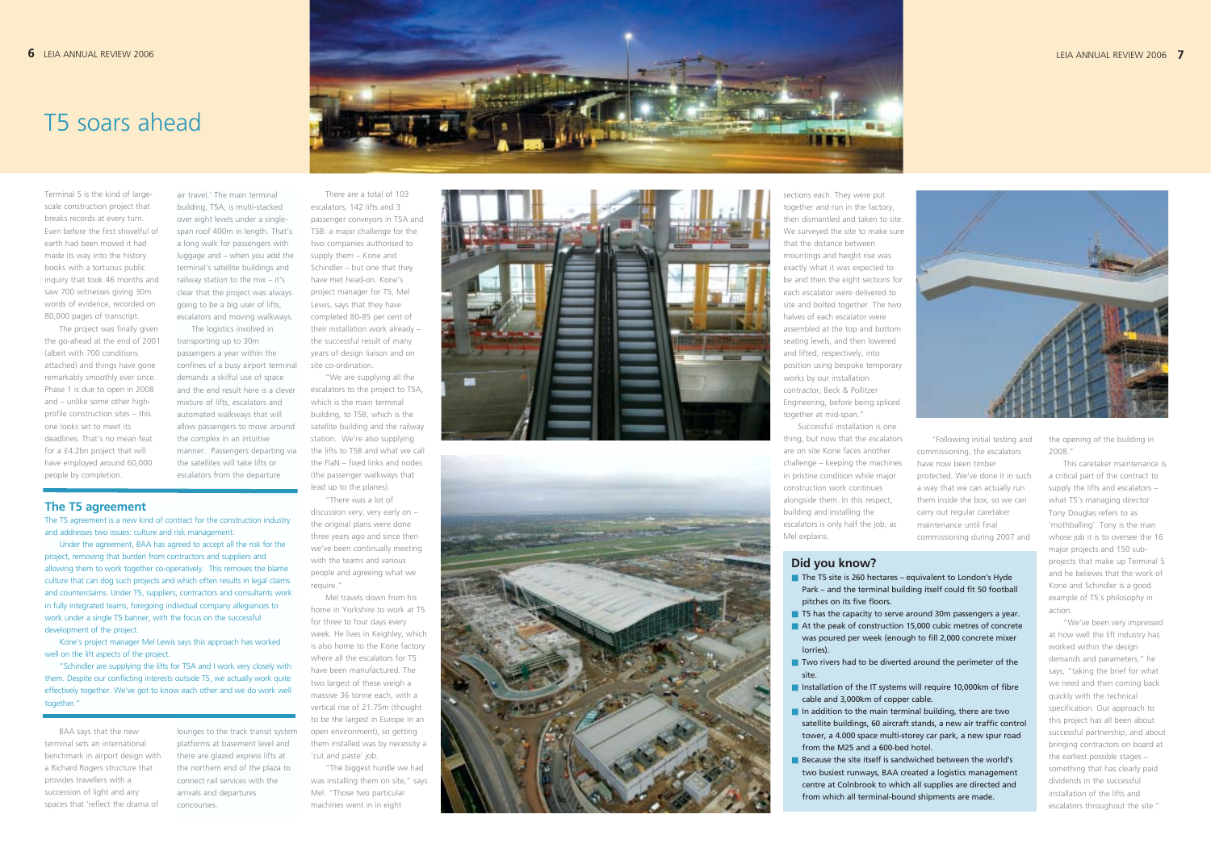# T5 soars ahead

Terminal 5 is the kind of large-scale construction project that breaks records at every turn. Even before the first shovelful of earth had been moved it had made its way into the history books with a tortuous public inquiry that took 46 months and saw 700 witnesses giving 30m words of evidence, recorded on 80,000 pages of transcript.

The project was finally given the go-ahead at the end of 2001 (albeit with 700 conditions attached) and things have gone remarkably smoothly ever since. Phase 1 is due to open in 2008 and – unlike some other high-profile construction sites – this one looks set to meet its deadlines. That's no mean feat for a £4.2bn project that will have employed around 60,000 people by completion.

BAA says that the new terminal sets an international benchmark in airport design with a Richard Rogers structure that provides travellers with a succession of light and airy spaces that 'reflect the drama of air travel.' The main terminal building, T5A, is multi-stacked over eight levels under a single-span roof 400m in length. That's a long walk for passengers with luggage and – when you add the terminal's satellite buildings and railway station to the mix – it's clear that the project was always going to be a big user of lifts, escalators and moving walkways.

The logistics involved in transporting up to 30m passengers a year within the confines of a busy airport terminal demands a skilful use of space and the end result here is a clever mixture of lifts, escalators and automated walkways that will allow passengers to move around the complex in an intuitive manner. Passengers departing via the satellites will take lifts or escalators from the departure lounges to the track transit system platforms at basement level and there are glazed express lifts at the northern end of the plaza to connect rail services with the arrivals and departures concourses.

## The T5 agreement

The T5 agreement is a new kind of contract for the construction industry and addresses two issues: culture and risk management.

Under the agreement, BAA has agreed to accept all the risk for the project, removing that burden from contractors and suppliers and allowing them to work together co-operatively. This removes the blame culture that can dog such projects and which often results in legal claims and counterclaims. Under T5, suppliers, contractors and consultants work in fully integrated teams, foregoing individual company allegiances to work under a single T5 banner, with the focus on the successful development of the project.

Kone's project manager Mel Lewis says this approach has worked well on the lift aspects of the project.

"Schindler are supplying the lifts for T5A and I work very closely with them. Despite our conflicting interests outside T5, we actually work quite effectively together. We've got to know each other and we do work well together."

There are a total of 103 escalators, 142 lifts and 3 passenger conveyors in T5A and T5B: a major challenge for the two companies authorised to supply them – Kone and Schindler – but one that they have met head-on. Kone's project manager for T5, Mel Lewis, says that they have completed 80-85 per cent of their installation work already – the successful result of many years of design liaison and on site co-ordination.

"We are supplying all the escalators to the project to T5A, which is the main terminal building, to T5B, which is the satellite building and the railway station. We're also supplying the lifts to T5B and what we call the FlaN – fixed links and nodes (the passenger walkways that lead up to the planes).

"There was a lot of discussion very, very early on – the original plans were done three years ago and since then we've been continually meeting with the teams and various people and agreeing what we require."

Mel travels down from his home in Yorkshire to work at T5 for three to four days every week. He lives in Keighley, which is also home to the Kone factory where all the escalators for T5 have been manufactured. The two largest of these weigh a massive 36 tonne each, with a vertical rise of 21.75m (thought to be the largest in Europe in an open environment), so getting them installed was by necessity a 'cut and paste' job.

"The biggest hurdle we had was installing them on site," says Mel. "Those two particular machines went in in eight sections each. They were put together and run in the factory, then dismantled and taken to site. We surveyed the site to make sure that the distance between mountings and height rise was exactly what it was expected to be and then the eight sections for each escalator were delivered to site and bolted together. The two halves of each escalator were assembled at the top and bottom seating levels, and then lowered and lifted, respectively, into position using bespoke temporary works by our installation contractor, Beck & Pollitzer Engineering, before being spliced together at mid-span."

Successful installation is one thing, but now that the escalators are on site Kone faces another challenge – keeping the machines in pristine condition while major construction work continues alongside them. In this respect, building and installing the escalators is only half the job, as Mel explains.

"Following initial testing and commissioning, the escalators have now been timber protected. We've done it in such a way that we can actually run them inside the box, so we can carry out regular caretaker maintenance until final commissioning during 2007 and the opening of the building in 2008."

This caretaker maintenance is a critical part of the contract to supply the lifts and escalators – what T5's managing director Tony Douglas refers to as 'mothballing'. Tony is the man whose job it is to oversee the 16 major projects and 150 sub-projects that make up Terminal 5 and he believes that the work of Kone and Schindler is a good example of T5's philosophy in action.

"We've been very impressed at how well the lift industry has worked within the design demands and parameters," he says, "taking the brief for what we need and then coming back quickly with the technical specification. Our approach to this project has all been about successful partnership, and about bringing contractors on board at the earliest possible stages – something that has clearly paid dividends in the successful installation of the lifts and escalators throughout the site."

## Did you know?

- The T5 site is 260 hectares – equivalent to London's Hyde Park – and the terminal building itself could fit 50 football pitches on its five floors.
- T5 has the capacity to serve around 30m passengers a year.
- At the peak of construction 15,000 cubic metres of concrete was poured per week (enough to fill 2,000 concrete mixer lorries).
- Two rivers had to be diverted around the perimeter of the site.
- Installation of the IT systems will require 10,000km of fibre cable and 3,000km of copper cable.
- In addition to the main terminal building, there are two satellite buildings, 60 aircraft stands, a new air traffic control tower, a 4.000 space multi-storey car park, a new spur road from the M25 and a 600-bed hotel.
- Because the site itself is sandwiched between the world's two busiest runways, BAA created a logistics management centre at Colnbrook to which all supplies are directed and from which all terminal-bound shipments are made.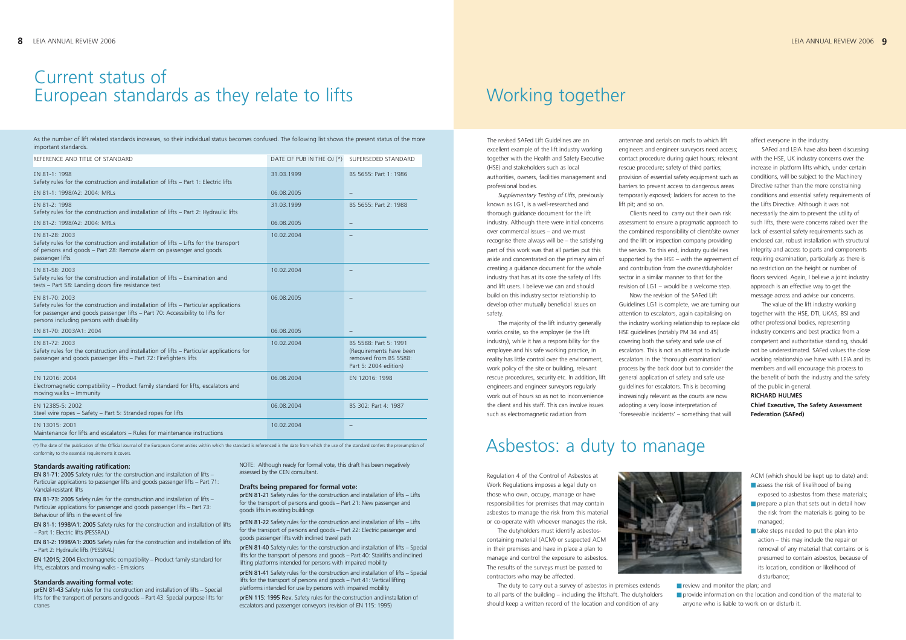# Current status of European standards as they relate to lifts

As the number of lift related standards increases, so their individual status becomes confused. The following list shows the present status of the more important standards.

| REFERENCE AND TITLE OF STANDARD | DATE OF PUB IN THE OJ (*) | SUPERSEDED STANDARD |
|---|---|---|
| EN 81-1: 1998<br>Safety rules for the construction and installation of lifts – Part 1: Electric lifts | 31.03.1999 | BS 5655: Part 1: 1986 |
| EN 81-1: 1998/A2: 2004: MRLs | 06.08.2005 | – |
| EN 81-2: 1998<br>Safety rules for the construction and installation of lifts – Part 2: Hydraulic lifts | 31.03.1999 | BS 5655: Part 2: 1988 |
| EN 81-2: 1998/A2: 2004: MRLs | 06.08.2005 | – |
| EN 81-28: 2003<br>Safety rules for the construction and installation of lifts – Lifts for the transport of persons and goods – Part 28: Remote alarm on passenger and goods passenger lifts | 10.02.2004 | – |
| EN 81-58: 2003<br>Safety rules for the construction and installation of lifts – Examination and tests – Part 58: Landing doors fire resistance test | 10.02.2004 | – |
| EN 81-70: 2003<br>Safety rules for the construction and installation of lifts – Particular applications for passenger and goods passenger lifts – Part 70: Accessibility to lifts for persons including persons with disability | 06.08.2005 | – |
| EN 81-70: 2003/A1: 2004 | 06.08.2005 | – |
| EN 81-72: 2003<br>Safety rules for the construction and installation of lifts – Particular applications for passenger and goods passenger lifts – Part 72: Firefighters lifts | 10.02.2004 | BS 5588: Part 5: 1991 (Requirements have been removed from BS 5588: Part 5: 2004 edition) |
| EN 12016: 2004<br>Electromagnetic compatibility – Product family standard for lifts, escalators and moving walks – Immunity | 06.08.2004 | EN 12016: 1998 |
| EN 12385-5: 2002<br>Steel wire ropes – Safety – Part 5: Stranded ropes for lifts | 06.08.2004 | BS 302: Part 4: 1987 |
| EN 13015: 2001<br>Maintenance for lifts and escalators – Rules for maintenance instructions | 10.02.2004 | – |

(*) The date of the publication of the Official Journal of the European Communities within which the standard is referenced is the date from which the use of the standard confers the presumption of conformity to the essential requirements it covers.

### Standards awaiting ratification:

**EN 81-71: 2005** Safety rules for the construction and installation of lifts – Particular applications to passenger lifts and goods passenger lifts – Part 71: Vandal-resistant lifts

**EN 81-73: 2005** Safety rules for the construction and installation of lifts – Particular applications for passenger and goods passenger lifts – Part 73: Behaviour of lifts in the event of fire

**EN 81-1: 1998/A1: 2005** Safety rules for the construction and installation of lifts – Part 1: Electric lifts (PESSRAL)

**EN 81-2: 1998/A1: 2005** Safety rules for the construction and installation of lifts – Part 2: Hydraulic lifts (PESSRAL)

**EN 12015; 2004** Electromagnetic compatibility – Product family standard for lifts, escalators and moving walks - Emissions

### Standards awaiting formal vote:

**prEN 81-43** Safety rules for the construction and installation of lifts – Special lifts for the transport of persons and goods – Part 43: Special purpose lifts for cranes

NOTE: Although ready for formal vote, this draft has been negatively assessed by the CEN consultant.

### Drafts being prepared for formal vote:

**prEN 81-21** Safety rules for the construction and installation of lifts – Lifts for the transport of persons and goods – Part 21: New passenger and goods lifts in existing buildings

**prEN 81-22** Safety rules for the construction and installation of lifts – Lifts for the transport of persons and goods – Part 22: Electric passenger and goods passenger lifts with inclined travel path

**prEN 81-40** Safety rules for the construction and installation of lifts – Special lifts for the transport of persons and goods – Part 40: Stairlifts and inclined lifting platforms intended for persons with impaired mobility

**prEN 81-41** Safety rules for the construction and installation of lifts – Special lifts for the transport of persons and goods – Part 41: Vertical lifting platforms intended for use by persons with impaired mobility

**prEN 115: 1995 Rev.** Safety rules for the construction and installation of escalators and passenger conveyors (revision of EN 115: 1995)

# Working together

The revised SAFed Lift Guidelines are an excellent example of the lift industry working together with the Health and Safety Executive (HSE) and stakeholders such as local authorities, owners, facilities management and professional bodies.

*Supplementary Testing of Lifts*, previously known as LG1, is a well-researched and thorough guidance document for the lift industry. Although there were initial concerns over commercial issues – and we must recognise there always will be – the satisfying part of this work was that all parties put this aside and concentrated on the primary aim of creating a guidance document for the whole industry that has at its core the safety of lifts and lift users. I believe we can and should build on this industry sector relationship to develop other mutually beneficial issues on safety.

The majority of the lift industry generally works onsite, so the employer (ie the lift industry), while it has a responsibility for the employee and his safe working practice, in reality has little control over the environment, work policy of the site or building, relevant rescue procedures, security etc. In addition, lift engineers and engineer surveyors regularly work out of hours so as not to inconvenience the client and his staff. This can involve issues such as electromagnetic radiation from antennae and aerials on roofs to which lift engineers and engineer surveyors need access; contact procedure during quiet hours; relevant rescue procedure; safety of third parties; provision of essential safety equipment such as barriers to prevent access to dangerous areas temporarily exposed; ladders for access to the lift pit; and so on.

Clients need to carry out their own risk assessment to ensure a pragmatic approach to the combined responsibility of client/site owner and the lift or inspection company providing the service. To this end, industry guidelines supported by the HSE – with the agreement of and contribution from the owner/dutyholder sector in a similar manner to that for the revision of LG1 – would be a welcome step.

Now the revision of the SAFed Lift Guidelines LG1 is complete, we are turning our attention to escalators, again capitalising on the industry working relationship to replace old HSE guidelines (notably PM 34 and 45) covering both the safety and safe use of escalators. This is not an attempt to include escalators in the 'thorough examination' process by the back door but to consider the general application of safety and safe use guidelines for escalators. This is becoming increasingly relevant as the courts are now adopting a very loose interpretation of 'foreseeable incidents' – something that will affect everyone in the industry.

SAFed and LEIA have also been discussing with the HSE, UK industry concerns over the increase in platform lifts which, under certain conditions, will be subject to the Machinery Directive rather than the more constraining conditions and essential safety requirements of the Lifts Directive. Although it was not necessarily the aim to prevent the utility of such lifts, there were concerns raised over the lack of essential safety requirements such as enclosed car, robust installation with structural integrity and access to parts and components requiring examination, particularly as there is no restriction on the height or number of floors serviced. Again, I believe a joint industry approach is an effective way to get the message across and advise our concerns.

The value of the lift industry working together with the HSE, DTI, UKAS, BSI and other professional bodies, representing industry concerns and best practice from a competent and authoritative standing, should not be underestimated. SAFed values the close working relationship we have with LEIA and its members and will encourage this process to the benefit of both the industry and the safety of the public in general.

**RICHARD HULMES**
**Chief Executive, The Safety Assessment Federation (SAFed)**

# Asbestos: a duty to manage

Regulation 4 of the Control of Asbestos at Work Regulations imposes a legal duty on those who own, occupy, manage or have responsibilities for premises that may contain asbestos to manage the risk from this material or co-operate with whoever manages the risk.

The dutyholders must identify asbestos-containing material (ACM) or suspected ACM in their premises and have in place a plan to manage and control the exposure to asbestos. The results of the surveys must be passed to contractors who may be affected.

The duty to carry out a survey of asbestos in premises extends to all parts of the building – including the liftshaft. The dutyholders should keep a written record of the location and condition of any ACM (which should be kept up to date) and:

- assess the risk of likelihood of being exposed to asbestos from these materials;
- prepare a plan that sets out in detail how the risk from the materials is going to be managed;
- take steps needed to put the plan into action – this may include the repair or removal of any material that contains or is presumed to contain asbestos, because of its location, condition or likelihood of disturbance;
- review and monitor the plan; and
- provide information on the location and condition of the material to anyone who is liable to work on or disturb it.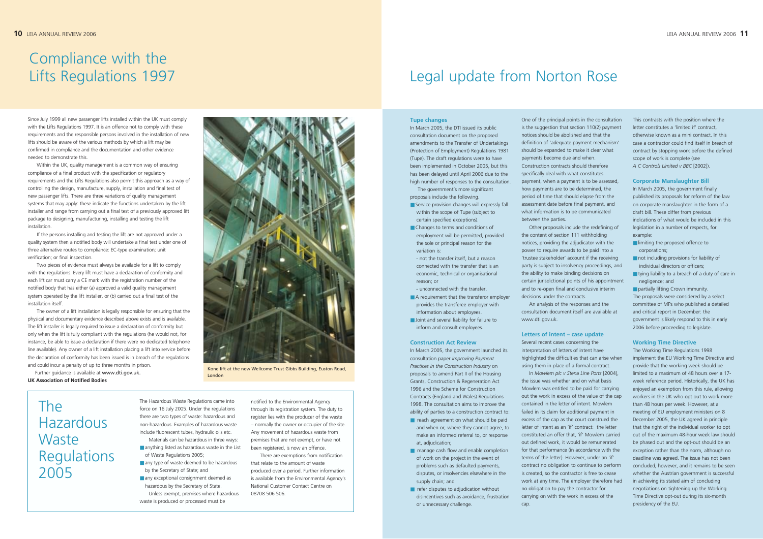# Compliance with the Lifts Regulations 1997

Since July 1999 all new passenger lifts installed within the UK must comply with the Lifts Regulations 1997. It is an offence not to comply with these requirements and the responsible persons involved in the installation of new lifts should be aware of the various methods by which a lift may be confirmed in compliance and the documentation and other evidence needed to demonstrate this.

Within the UK, quality management is a common way of ensuring compliance of a final product with the specification or regulatory requirements and the Lifts Regulations also permit this approach as a way of controlling the design, manufacture, supply, installation and final test of new passenger lifts. There are three variations of quality management systems that may apply: these indicate the functions undertaken by the lift installer and range from carrying out a final test of a previously approved lift package to designing, manufacturing, installing and testing the lift installation.

If the persons installing and testing the lift are not approved under a quality system then a notified body will undertake a final test under one of three alternative routes to compliance: EC-type examination; unit verification; or final inspection.

Two pieces of evidence must always be available for a lift to comply with the regulations. Every lift must have a declaration of conformity and each lift car must carry a CE mark with the registration number of the notified body that has either (a) approved a valid quality management system operated by the lift installer, or (b) carried out a final test of the installation itself.

The owner of a lift installation is legally responsible for ensuring that the physical and documentary evidence described above exists and is available. The lift installer is legally required to issue a declaration of conformity but only when the lift is fully compliant with the regulations (he would not, for instance, be able to issue a declaration if there were no dedicated telephone line available). Any owner of a lift installation placing a lift into service before the declaration of conformity has been issued is in breach of the regulations and could incur a penalty of up to three months in prison.

Further guidance is available at www.dti.gov.uk.

**UK Association of Notified Bodies**

Kone lift at the new Wellcome Trust Gibbs Building, Euston Road, London

# The Hazardous Waste Regulations 2005

The Hazardous Waste Regulations came into force on 16 July 2005. Under the regulations there are two types of waste: hazardous and non-hazardous. Examples of hazardous waste include fluorescent tubes, hydraulic oils etc.

Materials can be hazardous in three ways:

- anything listed as hazardous waste in the List of Waste Regulations 2005;
- any type of waste deemed to be hazardous by the Secretary of State; and
- any exceptional consignment deemed as hazardous by the Secretary of State.

Unless exempt, premises where hazardous waste is produced or processed must be notified to the Environmental Agency through its registration system. The duty to register lies with the producer of the waste – normally the owner or occupier of the site. Any movement of hazardous waste from premises that are not exempt, or have not been registered, is now an offence.

There are exemptions from notification that relate to the amount of waste produced over a period. Further information is available from the Environmental Agency's National Customer Contact Centre on 08708 506 506.

# Legal update from Norton Rose

### Tupe changes

In March 2005, the DTI issued its public consultation document on the proposed amendments to the Transfer of Undertakings (Protection of Employment) Regulations 1981 (Tupe). The draft regulations were to have been implemented in October 2005, but this has been delayed until April 2006 due to the high number of responses to the consultation.

The government's more significant proposals include the following.

- Service provision changes will expressly fall within the scope of Tupe (subject to certain specified exceptions).
- Changes to terms and conditions of employment will be permitted, provided the sole or principal reason for the variation is:
  - not the transfer itself, but a reason connected with the transfer that is an economic, technical or organisational reason; or
  - unconnected with the transfer.
- A requirement that the transferor employer provides the transferee employer with information about employees.
- Joint and several liability for failure to inform and consult employees.

### Construction Act Review

In March 2005, the government launched its consultation paper *Improving Payment Practices in the Construction Industry* on proposals to amend Part II of the Housing Grants, Construction & Regeneration Act 1996 and the Scheme for Construction Contracts (England and Wales) Regulations 1998. The consultation aims to improve the ability of parties to a construction contract to:

- reach agreement on what should be paid and when or, where they cannot agree, to make an informed referral to, or response at, adjudication;
- manage cash flow and enable completion of work on the project in the event of problems such as defaulted payments, disputes, or insolvencies elsewhere in the supply chain; and
- refer disputes to adjudication without disincentives such as avoidance, frustration or unnecessary challenge.

One of the principal points in the consultation is the suggestion that section 110(2) payment notices should be abolished and that the definition of 'adequate payment mechanism' should be expanded to make it clear what payments become due and when. Construction contracts should therefore specifically deal with what constitutes payment, when a payment is to be assessed, how payments are to be determined, the period of time that should elapse from the assessment date before final payment, and what information is to be communicated between the parties.

Other proposals include the redefining of the content of section 111 withholding notices, providing the adjudicator with the power to require awards to be paid into a 'trustee stakeholder' account if the receiving party is subject to insolvency proceedings, and the ability to make binding decisions on certain jurisdictional points of his appointment and to re-open final and conclusive interim decisions under the contracts.

An analysis of the responses and the consultation document itself are available at www.dti.gov.uk.

### Letters of intent – case update

Several recent cases concerning the interpretation of letters of intent have highlighted the difficulties that can arise when using them in place of a formal contract.

In *Mowlem plc v Stena Line Ports* [2004], the issue was whether and on what basis Mowlem was entitled to be paid for carrying out the work in excess of the value of the cap contained in the letter of intent. Mowlem failed in its claim for additional payment in excess of the cap as the court construed the letter of intent as an 'if' contract: the letter constituted an offer that, 'if' Mowlem carried out defined work, it would be remunerated for that performance (in accordance with the terms of the letter). However, under an 'if' contract no obligation to continue to perform is created, so the contractor is free to cease work at any time. The employer therefore had no obligation to pay the contractor for carrying on with the work in excess of the cap.

This contrasts with the position where the letter constitutes a 'limited if' contract, otherwise known as a mini contract. In this case a contractor could find itself in breach of contract by stopping work before the defined scope of work is complete (see *A C Controls Limited v BBC* [2002]).

### Corporate Manslaughter Bill

In March 2005, the government finally published its proposals for reform of the law on corporate manslaughter in the form of a draft bill. These differ from previous indications of what would be included in this legislation in a number of respects, for example:

- limiting the proposed offence to corporations;
- not including provisions for liability of individual directors or officers;
- tying liability to a breach of a duty of care in negligence; and
- partially lifting Crown immunity.

The proposals were considered by a select committee of MPs who published a detailed and critical report in December: the government is likely respond to this in early 2006 before proceeding to legislate.

### Working Time Directive

The Working Time Regulations 1998 implement the EU Working Time Directive and provide that the working week should be limited to a maximum of 48 hours over a 17-week reference period. Historically, the UK has enjoyed an exemption from this rule, allowing workers in the UK who opt out to work more than 48 hours per week. However, at a meeting of EU employment ministers on 8 December 2005, the UK agreed in principle that the right of the individual worker to opt out of the maximum 48-hour week law should be phased out and the opt-out should be an exception rather than the norm, although no deadline was agreed. The issue has not been concluded, however, and it remains to be seen whether the Austrian government is successful in achieving its stated aim of concluding negotiations on tightening up the Working Time Directive opt-out during its six-month presidency of the EU.